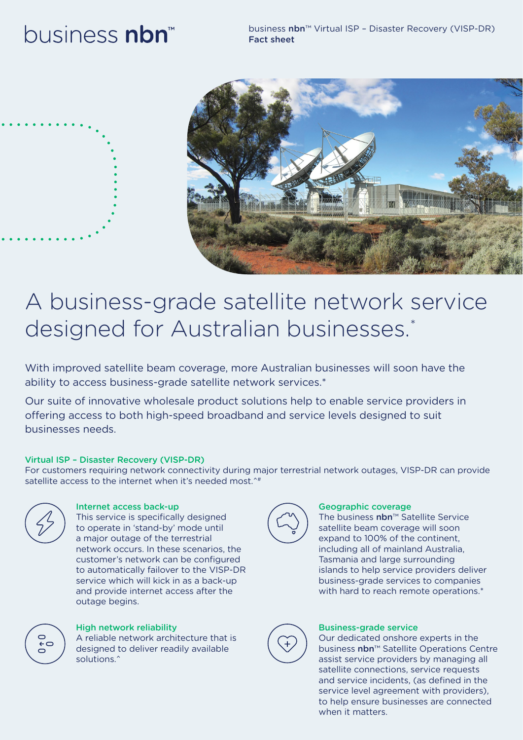business **nbn**™

business **nbn**™ Virtual ISP – Disaster Recovery (VISP-DR)
**Fact sheet**

# A business-grade satellite network service designed for Australian businesses.*

With improved satellite beam coverage, more Australian businesses will soon have the ability to access business-grade satellite network services.*

Our suite of innovative wholesale product solutions help to enable service providers in offering access to both high-speed broadband and service levels designed to suit businesses needs.

## Virtual ISP – Disaster Recovery (VISP-DR)

For customers requiring network connectivity during major terrestrial network outages, VISP-DR can provide satellite access to the internet when it's needed most.^#

### Internet access back-up

This service is specifically designed to operate in 'stand-by' mode until a major outage of the terrestrial network occurs. In these scenarios, the customer's network can be configured to automatically failover to the VISP-DR service which will kick in as a back-up and provide internet access after the outage begins.

### Geographic coverage

The business **nbn**™ Satellite Service satellite beam coverage will soon expand to 100% of the continent, including all of mainland Australia, Tasmania and large surrounding islands to help service providers deliver business-grade services to companies with hard to reach remote operations.*

### High network reliability

A reliable network architecture that is designed to deliver readily available solutions.^

### Business-grade service

Our dedicated onshore experts in the business **nbn**™ Satellite Operations Centre assist service providers by managing all satellite connections, service requests and service incidents, (as defined in the service level agreement with providers), to help ensure businesses are connected when it matters.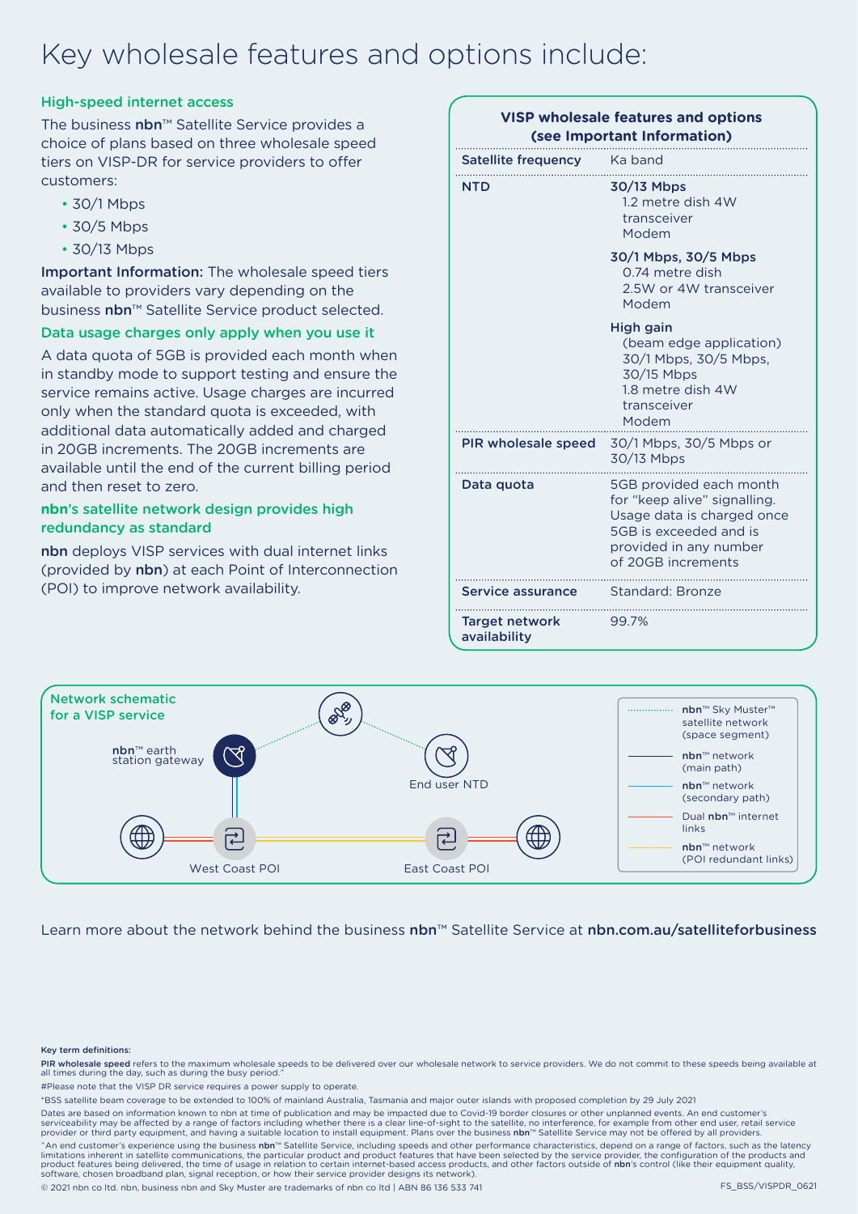# Key wholesale features and options include:

### High-speed internet access

The business **nbn**™ Satellite Service provides a choice of plans based on three wholesale speed tiers on VISP-DR for service providers to offer customers:

- 30/1 Mbps
- 30/5 Mbps
- 30/13 Mbps

**Important Information:** The wholesale speed tiers available to providers vary depending on the business **nbn**™ Satellite Service product selected.

### Data usage charges only apply when you use it

A data quota of 5GB is provided each month when in standby mode to support testing and ensure the service remains active. Usage charges are incurred only when the standard quota is exceeded, with additional data automatically added and charged in 20GB increments. The 20GB increments are available until the end of the current billing period and then reset to zero.

### nbn's satellite network design provides high redundancy as standard

**nbn** deploys VISP services with dual internet links (provided by **nbn**) at each Point of Interconnection (POI) to improve network availability.

| VISP wholesale features and options (see Important Information) | |
|---|---|
| Satellite frequency | Ka band |
| NTD | **30/13 Mbps** 1.2 metre dish 4W transceiver Modem<br>**30/1 Mbps, 30/5 Mbps** 0.74 metre dish 2.5W or 4W transceiver Modem<br>**High gain** (beam edge application) 30/1 Mbps, 30/5 Mbps, 30/15 Mbps 1.8 metre dish 4W transceiver Modem |
| PIR wholesale speed | 30/1 Mbps, 30/5 Mbps or 30/13 Mbps |
| Data quota | 5GB provided each month for "keep alive" signalling. Usage data is charged once 5GB is exceeded and is provided in any number of 20GB increments |
| Service assurance | Standard: Bronze |
| Target network availability | 99.7% |

Network schematic for a VISP service

nbn™ earth station gateway

End user NTD

West Coast POI

East Coast POI

nbn™ Sky Muster™ satellite network (space segment)

nbn™ network (main path)

nbn™ network (secondary path)

Dual nbn™ internet links

nbn™ network (POI redundant links)

Learn more about the network behind the business **nbn**™ Satellite Service at **nbn.com.au/satelliteforbusiness**

**Key term definitions:**

**PIR wholesale speed** refers to the maximum wholesale speeds to be delivered over our wholesale network to service providers. We do not commit to these speeds being available at all times during the day, such as during the busy period.^

#Please note that the VISP DR service requires a power supply to operate.

*BSS satellite beam coverage to be extended to 100% of mainland Australia, Tasmania and major outer islands with proposed completion by 29 July 2021

Dates are based on information known to nbn at time of publication and may be impacted due to Covid-19 border closures or other unplanned events. An end customer's serviceability may be affected by a range of factors including whether there is a clear line-of-sight to the satellite, no interference, for example from other end user, retail service provider or third party equipment, and having a suitable location to install equipment. Plans over the business **nbn**™ Satellite Service may not be offered by all providers.

^An end customer's experience using the business **nbn**™ Satellite Service, including speeds and other performance characteristics, depend on a range of factors, such as the latency limitations inherent in satellite communications, the particular product and product features that have been selected by the service provider, the configuration of the products and product features being delivered, the time of usage in relation to certain internet-based access products, and other factors outside of **nbn**'s control (like their equipment quality, software, chosen broadband plan, signal reception, or how their service provider designs its network).

© 2021 nbn co ltd. nbn, business nbn and Sky Muster are trademarks of nbn co ltd | ABN 86 136 533 741

FS_BSS/VISPDR_0621